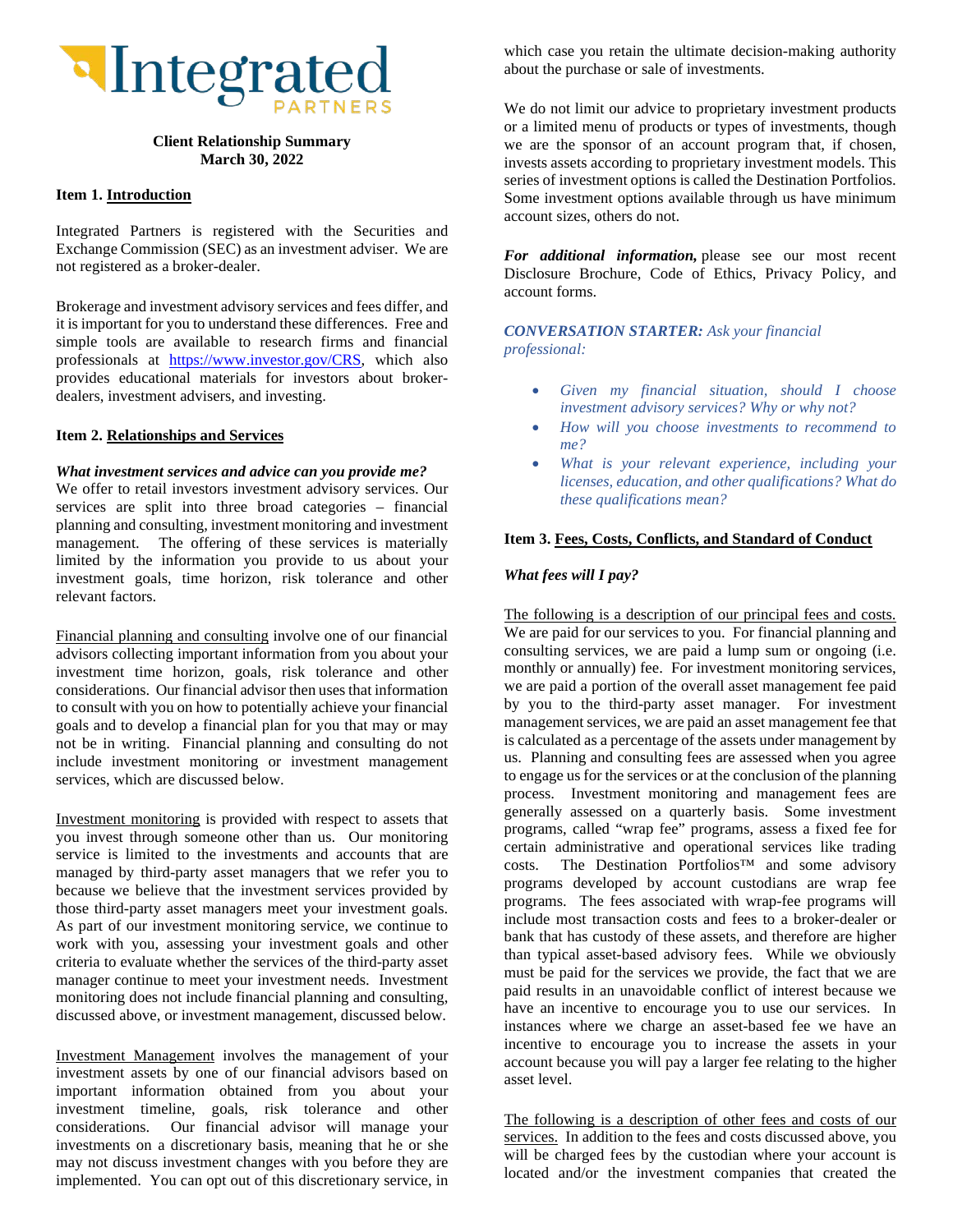Integrated PARTNERS

**Client Relationship Summary**
**March 30, 2022**

### Item 1. Introduction

Integrated Partners is registered with the Securities and Exchange Commission (SEC) as an investment adviser. We are not registered as a broker-dealer.

Brokerage and investment advisory services and fees differ, and it is important for you to understand these differences. Free and simple tools are available to research firms and financial professionals at https://www.investor.gov/CRS, which also provides educational materials for investors about broker-dealers, investment advisers, and investing.

### Item 2. Relationships and Services

***What investment services and advice can you provide me?***
We offer to retail investors investment advisory services. Our services are split into three broad categories – financial planning and consulting, investment monitoring and investment management. The offering of these services is materially limited by the information you provide to us about your investment goals, time horizon, risk tolerance and other relevant factors.

Financial planning and consulting involve one of our financial advisors collecting important information from you about your investment time horizon, goals, risk tolerance and other considerations. Our financial advisor then uses that information to consult with you on how to potentially achieve your financial goals and to develop a financial plan for you that may or may not be in writing. Financial planning and consulting do not include investment monitoring or investment management services, which are discussed below.

Investment monitoring is provided with respect to assets that you invest through someone other than us. Our monitoring service is limited to the investments and accounts that are managed by third-party asset managers that we refer you to because we believe that the investment services provided by those third-party asset managers meet your investment goals. As part of our investment monitoring service, we continue to work with you, assessing your investment goals and other criteria to evaluate whether the services of the third-party asset manager continue to meet your investment needs. Investment monitoring does not include financial planning and consulting, discussed above, or investment management, discussed below.

Investment Management involves the management of your investment assets by one of our financial advisors based on important information obtained from you about your investment timeline, goals, risk tolerance and other considerations. Our financial advisor will manage your investments on a discretionary basis, meaning that he or she may not discuss investment changes with you before they are implemented. You can opt out of this discretionary service, in which case you retain the ultimate decision-making authority about the purchase or sale of investments.

We do not limit our advice to proprietary investment products or a limited menu of products or types of investments, though we are the sponsor of an account program that, if chosen, invests assets according to proprietary investment models. This series of investment options is called the Destination Portfolios. Some investment options available through us have minimum account sizes, others do not.

***For additional information,*** please see our most recent Disclosure Brochure, Code of Ethics, Privacy Policy, and account forms.

***CONVERSATION STARTER:*** *Ask your financial professional:*

- *Given my financial situation, should I choose investment advisory services? Why or why not?*
- *How will you choose investments to recommend to me?*
- *What is your relevant experience, including your licenses, education, and other qualifications? What do these qualifications mean?*

### Item 3. Fees, Costs, Conflicts, and Standard of Conduct

***What fees will I pay?***

The following is a description of our principal fees and costs. We are paid for our services to you. For financial planning and consulting services, we are paid a lump sum or ongoing (i.e. monthly or annually) fee. For investment monitoring services, we are paid a portion of the overall asset management fee paid by you to the third-party asset manager. For investment management services, we are paid an asset management fee that is calculated as a percentage of the assets under management by us. Planning and consulting fees are assessed when you agree to engage us for the services or at the conclusion of the planning process. Investment monitoring and management fees are generally assessed on a quarterly basis. Some investment programs, called "wrap fee" programs, assess a fixed fee for certain administrative and operational services like trading costs. The Destination Portfolios™ and some advisory programs developed by account custodians are wrap fee programs. The fees associated with wrap-fee programs will include most transaction costs and fees to a broker-dealer or bank that has custody of these assets, and therefore are higher than typical asset-based advisory fees. While we obviously must be paid for the services we provide, the fact that we are paid results in an unavoidable conflict of interest because we have an incentive to encourage you to use our services. In instances where we charge an asset-based fee we have an incentive to encourage you to increase the assets in your account because you will pay a larger fee relating to the higher asset level.

The following is a description of other fees and costs of our services. In addition to the fees and costs discussed above, you will be charged fees by the custodian where your account is located and/or the investment companies that created the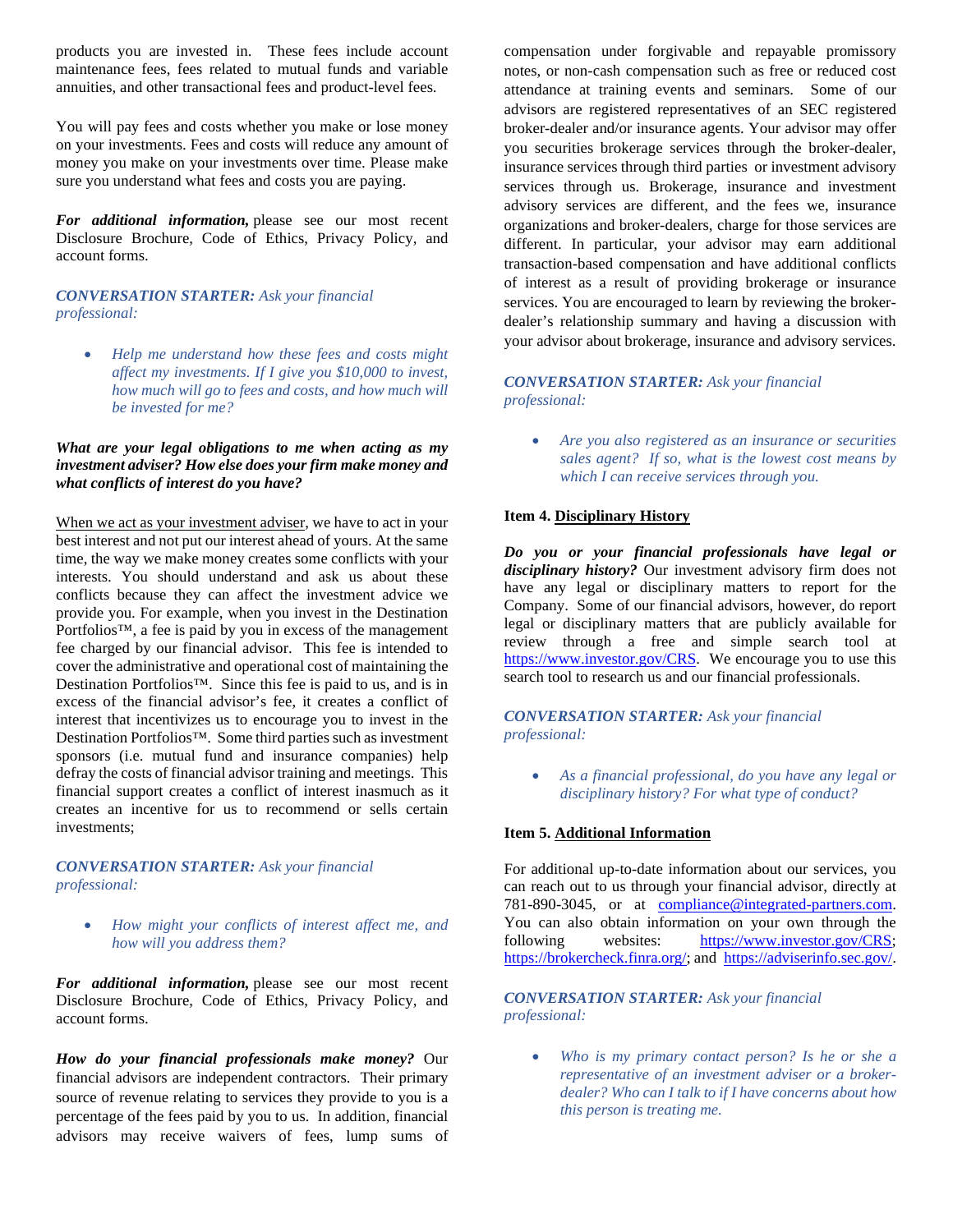products you are invested in. These fees include account maintenance fees, fees related to mutual funds and variable annuities, and other transactional fees and product-level fees.

You will pay fees and costs whether you make or lose money on your investments. Fees and costs will reduce any amount of money you make on your investments over time. Please make sure you understand what fees and costs you are paying.

***For additional information,*** please see our most recent Disclosure Brochure, Code of Ethics, Privacy Policy, and account forms.

***CONVERSATION STARTER:*** *Ask your financial professional:*

- *Help me understand how these fees and costs might affect my investments. If I give you $10,000 to invest, how much will go to fees and costs, and how much will be invested for me?*

***What are your legal obligations to me when acting as my investment adviser? How else does your firm make money and what conflicts of interest do you have?***

When we act as your investment adviser, we have to act in your best interest and not put our interest ahead of yours. At the same time, the way we make money creates some conflicts with your interests. You should understand and ask us about these conflicts because they can affect the investment advice we provide you. For example, when you invest in the Destination Portfolios™, a fee is paid by you in excess of the management fee charged by our financial advisor. This fee is intended to cover the administrative and operational cost of maintaining the Destination Portfolios™. Since this fee is paid to us, and is in excess of the financial advisor's fee, it creates a conflict of interest that incentivizes us to encourage you to invest in the Destination Portfolios™. Some third parties such as investment sponsors (i.e. mutual fund and insurance companies) help defray the costs of financial advisor training and meetings. This financial support creates a conflict of interest inasmuch as it creates an incentive for us to recommend or sells certain investments;

***CONVERSATION STARTER:*** *Ask your financial professional:*

- *How might your conflicts of interest affect me, and how will you address them?*

***For additional information,*** please see our most recent Disclosure Brochure, Code of Ethics, Privacy Policy, and account forms.

***How do your financial professionals make money?*** Our financial advisors are independent contractors. Their primary source of revenue relating to services they provide to you is a percentage of the fees paid by you to us. In addition, financial advisors may receive waivers of fees, lump sums of compensation under forgivable and repayable promissory notes, or non-cash compensation such as free or reduced cost attendance at training events and seminars. Some of our advisors are registered representatives of an SEC registered broker-dealer and/or insurance agents. Your advisor may offer you securities brokerage services through the broker-dealer, insurance services through third parties or investment advisory services through us. Brokerage, insurance and investment advisory services are different, and the fees we, insurance organizations and broker-dealers, charge for those services are different. In particular, your advisor may earn additional transaction-based compensation and have additional conflicts of interest as a result of providing brokerage or insurance services. You are encouraged to learn by reviewing the broker-dealer's relationship summary and having a discussion with your advisor about brokerage, insurance and advisory services.

***CONVERSATION STARTER:*** *Ask your financial professional:*

- *Are you also registered as an insurance or securities sales agent? If so, what is the lowest cost means by which I can receive services through you.*

## Item 4. Disciplinary History

***Do you or your financial professionals have legal or disciplinary history?*** Our investment advisory firm does not have any legal or disciplinary matters to report for the Company. Some of our financial advisors, however, do report legal or disciplinary matters that are publicly available for review through a free and simple search tool at https://www.investor.gov/CRS. We encourage you to use this search tool to research us and our financial professionals.

***CONVERSATION STARTER:*** *Ask your financial professional:*

- *As a financial professional, do you have any legal or disciplinary history? For what type of conduct?*

## Item 5. Additional Information

For additional up-to-date information about our services, you can reach out to us through your financial advisor, directly at 781-890-3045, or at compliance@integrated-partners.com. You can also obtain information on your own through the following websites: https://www.investor.gov/CRS; https://brokercheck.finra.org/; and https://adviserinfo.sec.gov/.

***CONVERSATION STARTER:*** *Ask your financial professional:*

- *Who is my primary contact person? Is he or she a representative of an investment adviser or a broker-dealer? Who can I talk to if I have concerns about how this person is treating me.*